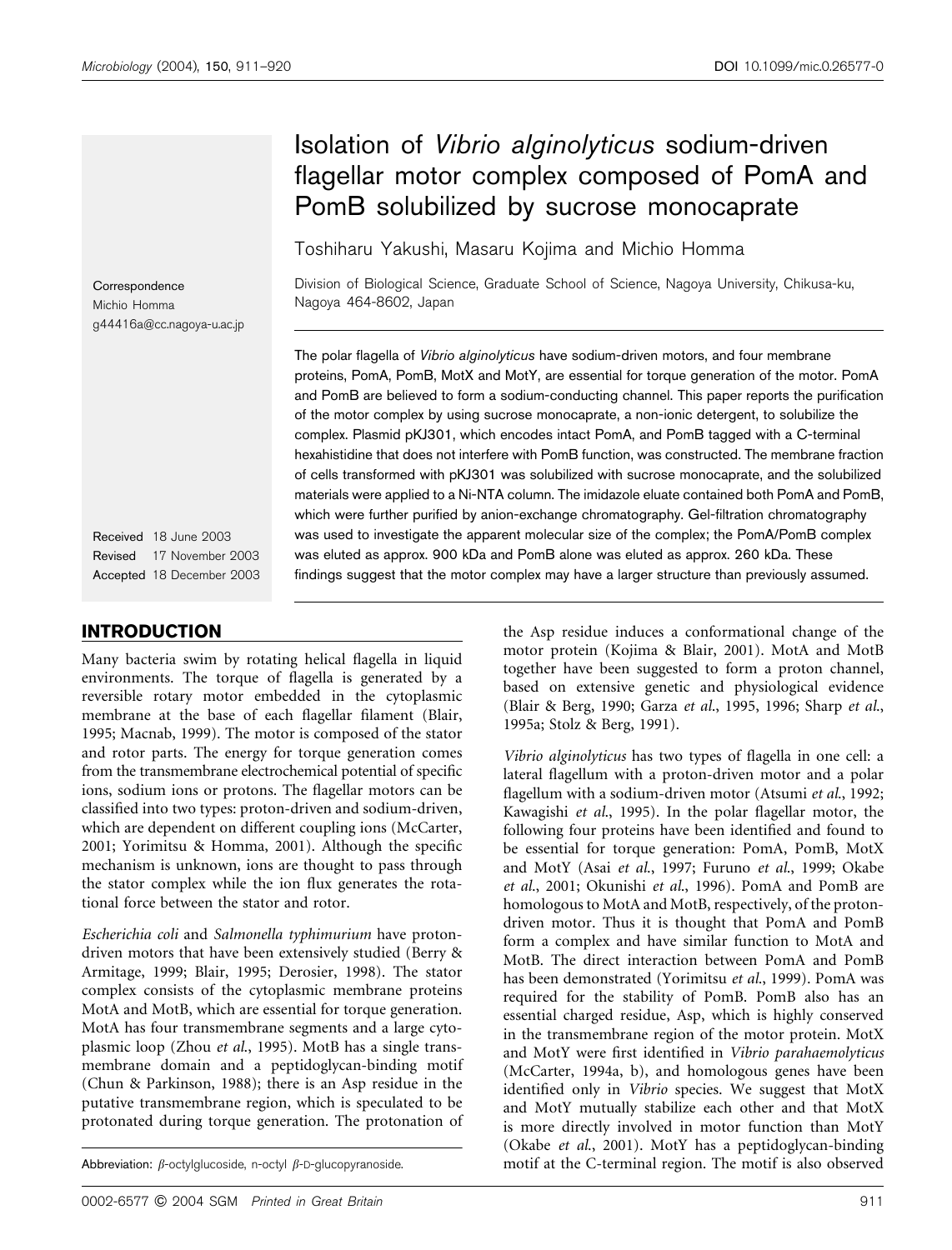# Isolation of *Vibrio alginolyticus* sodium-driven flagellar motor complex composed of PomA and PomB solubilized by sucrose monocaprate

Toshiharu Yakushi, Masaru Kojima and Michio Homma

Division of Biological Science, Graduate School of Science, Nagoya University, Chikusa-ku, Nagoya 464-8602, Japan

Correspondence
Michio Homma
g44416a@cc.nagoya-u.ac.jp

Received 18 June 2003
Revised 17 November 2003
Accepted 18 December 2003

The polar flagella of *Vibrio alginolyticus* have sodium-driven motors, and four membrane proteins, PomA, PomB, MotX and MotY, are essential for torque generation of the motor. PomA and PomB are believed to form a sodium-conducting channel. This paper reports the purification of the motor complex by using sucrose monocaprate, a non-ionic detergent, to solubilize the complex. Plasmid pKJ301, which encodes intact PomA, and PomB tagged with a C-terminal hexahistidine that does not interfere with PomB function, was constructed. The membrane fraction of cells transformed with pKJ301 was solubilized with sucrose monocaprate, and the solubilized materials were applied to a Ni-NTA column. The imidazole eluate contained both PomA and PomB, which were further purified by anion-exchange chromatography. Gel-filtration chromatography was used to investigate the apparent molecular size of the complex; the PomA/PomB complex was eluted as approx. 900 kDa and PomB alone was eluted as approx. 260 kDa. These findings suggest that the motor complex may have a larger structure than previously assumed.

## INTRODUCTION

Many bacteria swim by rotating helical flagella in liquid environments. The torque of flagella is generated by a reversible rotary motor embedded in the cytoplasmic membrane at the base of each flagellar filament (Blair, 1995; Macnab, 1999). The motor is composed of the stator and rotor parts. The energy for torque generation comes from the transmembrane electrochemical potential of specific ions, sodium ions or protons. The flagellar motors can be classified into two types: proton-driven and sodium-driven, which are dependent on different coupling ions (McCarter, 2001; Yorimitsu & Homma, 2001). Although the specific mechanism is unknown, ions are thought to pass through the stator complex while the ion flux generates the rotational force between the stator and rotor.

*Escherichia coli* and *Salmonella typhimurium* have proton-driven motors that have been extensively studied (Berry & Armitage, 1999; Blair, 1995; Derosier, 1998). The stator complex consists of the cytoplasmic membrane proteins MotA and MotB, which are essential for torque generation. MotA has four transmembrane segments and a large cytoplasmic loop (Zhou *et al.*, 1995). MotB has a single transmembrane domain and a peptidoglycan-binding motif (Chun & Parkinson, 1988); there is an Asp residue in the putative transmembrane region, which is speculated to be protonated during torque generation. The protonation of the Asp residue induces a conformational change of the motor protein (Kojima & Blair, 2001). MotA and MotB together have been suggested to form a proton channel, based on extensive genetic and physiological evidence (Blair & Berg, 1990; Garza *et al.*, 1995, 1996; Sharp *et al.*, 1995a; Stolz & Berg, 1991).

*Vibrio alginolyticus* has two types of flagella in one cell: a lateral flagellum with a proton-driven motor and a polar flagellum with a sodium-driven motor (Atsumi *et al.*, 1992; Kawagishi *et al.*, 1995). In the polar flagellar motor, the following four proteins have been identified and found to be essential for torque generation: PomA, PomB, MotX and MotY (Asai *et al.*, 1997; Furuno *et al.*, 1999; Okabe *et al.*, 2001; Okunishi *et al.*, 1996). PomA and PomB are homologous to MotA and MotB, respectively, of the proton-driven motor. Thus it is thought that PomA and PomB form a complex and have similar function to MotA and MotB. The direct interaction between PomA and PomB has been demonstrated (Yorimitsu *et al.*, 1999). PomA was required for the stability of PomB. PomB also has an essential charged residue, Asp, which is highly conserved in the transmembrane region of the motor protein. MotX and MotY were first identified in *Vibrio parahaemolyticus* (McCarter, 1994a, b), and homologous genes have been identified only in *Vibrio* species. We suggest that MotX and MotY mutually stabilize each other and that MotX is more directly involved in motor function than MotY (Okabe *et al.*, 2001). MotY has a peptidoglycan-binding motif at the C-terminal region. The motif is also observed

Abbreviation: β-octylglucoside, n-octyl β-D-glucopyranoside.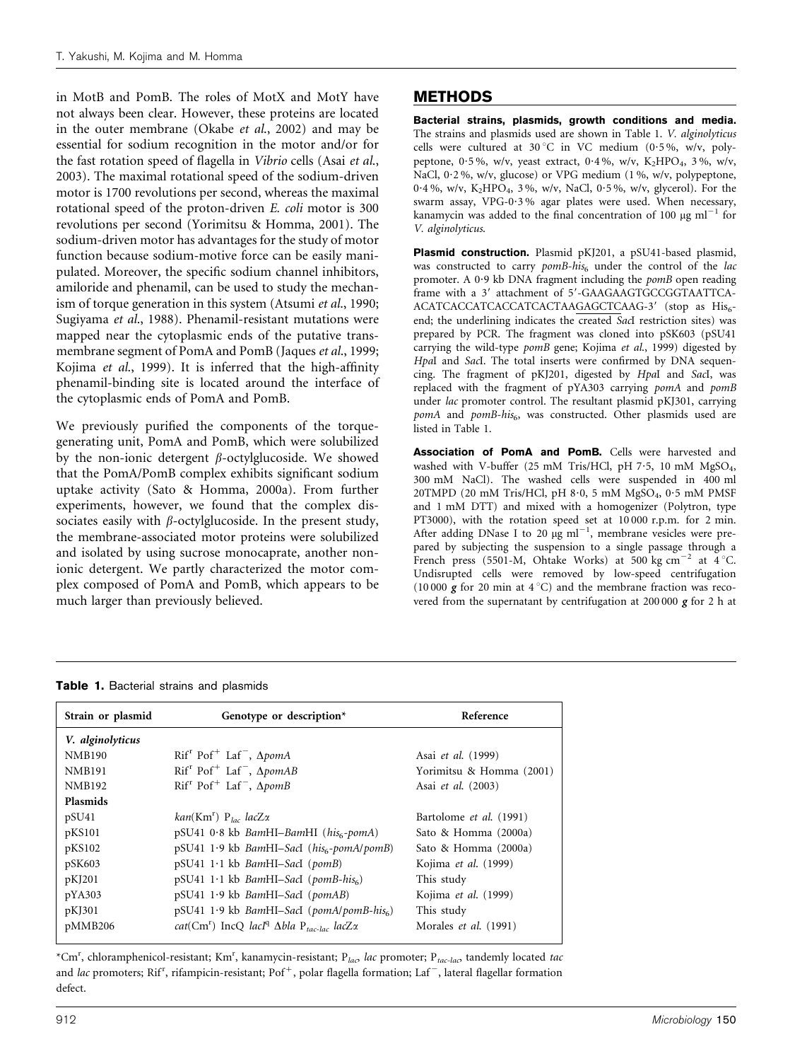in MotB and PomB. The roles of MotX and MotY have not always been clear. However, these proteins are located in the outer membrane (Okabe *et al.*, 2002) and may be essential for sodium recognition in the motor and/or for the fast rotation speed of flagella in *Vibrio* cells (Asai *et al.*, 2003). The maximal rotational speed of the sodium-driven motor is 1700 revolutions per second, whereas the maximal rotational speed of the proton-driven *E. coli* motor is 300 revolutions per second (Yorimitsu & Homma, 2001). The sodium-driven motor has advantages for the study of motor function because sodium-motive force can be easily manipulated. Moreover, the specific sodium channel inhibitors, amiloride and phenamil, can be used to study the mechanism of torque generation in this system (Atsumi *et al.*, 1990; Sugiyama *et al.*, 1988). Phenamil-resistant mutations were mapped near the cytoplasmic ends of the putative transmembrane segment of PomA and PomB (Jaques *et al.*, 1999; Kojima *et al.*, 1999). It is inferred that the high-affinity phenamil-binding site is located around the interface of the cytoplasmic ends of PomA and PomB.

We previously purified the components of the torque-generating unit, PomA and PomB, which were solubilized by the non-ionic detergent *β*-octylglucoside. We showed that the PomA/PomB complex exhibits significant sodium uptake activity (Sato & Homma, 2000a). From further experiments, however, we found that the complex dissociates easily with *β*-octylglucoside. In the present study, the membrane-associated motor proteins were solubilized and isolated by using sucrose monocaprate, another non-ionic detergent. We partly characterized the motor complex composed of PomA and PomB, which appears to be much larger than previously believed.

## METHODS

**Bacterial strains, plasmids, growth conditions and media.** The strains and plasmids used are shown in Table 1. *V. alginolyticus* cells were cultured at 30 °C in VC medium (0·5 %, w/v, polypeptone, 0·5 %, w/v, yeast extract, 0·4 %, w/v, $K_2HPO_4$, 3 %, w/v, NaCl, 0·2 %, w/v, glucose) or VPG medium (1 %, w/v, polypeptone, 0·4 %, w/v, $K_2HPO_4$, 3 %, w/v, NaCl, 0·5 %, w/v, glycerol). For the swarm assay, VPG-0·3 % agar plates were used. When necessary, kanamycin was added to the final concentration of 100 μg $ml^{-1}$ for *V. alginolyticus*.

**Plasmid construction.** Plasmid pKJ201, a pSU41-based plasmid, was constructed to carry *pomB-his*$_6$ under the control of the *lac* promoter. A 0·9 kb DNA fragment including the *pomB* open reading frame with a 3′ attachment of 5′-GAAGAAGTGCCGGTAATTCA-ACATCACCATCACCATCACTAAGAGCTCAAG-3′ (stop as His$_6$-end; the underlining indicates the created *Sac*I restriction sites) was prepared by PCR. The fragment was cloned into pSK603 (pSU41 carrying the wild-type *pomB* gene; Kojima *et al.*, 1999) digested by *Hpa*I and *Sac*I. The total inserts were confirmed by DNA sequencing. The fragment of pKJ201, digested by *Hpa*I and *Sac*I, was replaced with the fragment of pYA303 carrying *pomA* and *pomB* under *lac* promoter control. The resultant plasmid pKJ301, carrying *pomA* and *pomB-his*$_6$, was constructed. Other plasmids used are listed in Table 1.

**Association of PomA and PomB.** Cells were harvested and washed with V-buffer (25 mM Tris/HCl, pH 7·5, 10 mM $MgSO_4$, 300 mM NaCl). The washed cells were suspended in 400 ml 20TMPD (20 mM Tris/HCl, pH 8·0, 5 mM $MgSO_4$, 0·5 mM PMSF and 1 mM DTT) and mixed with a homogenizer (Polytron, type PT3000), with the rotation speed set at 10 000 r.p.m. for 2 min. After adding DNase I to 20 μg $ml^{-1}$, membrane vesicles were prepared by subjecting the suspension to a single passage through a French press (5501-M, Ohtake Works) at 500 kg $cm^{-2}$ at 4 °C. Undisrupted cells were removed by low-speed centrifugation (10 000 ***g*** for 20 min at 4 °C) and the membrane fraction was recovered from the supernatant by centrifugation at 200 000 ***g*** for 2 h at

**Table 1.** Bacterial strains and plasmids

| Strain or plasmid | Genotype or description* | Reference |
|---|---|---|
| ***V. alginolyticus*** | | |
| NMB190 | Rif$^r$ Pof$^+$ Laf$^-$, Δ*pomA* | Asai *et al.* (1999) |
| NMB191 | Rif$^r$ Pof$^+$ Laf$^-$, Δ*pomAB* | Yorimitsu & Homma (2001) |
| NMB192 | Rif$^r$ Pof$^+$ Laf$^-$, Δ*pomB* | Asai *et al.* (2003) |
| **Plasmids** | | |
| pSU41 | *kan*(Km$^r$) $P_{lac}$ *lacZα* | Bartolome *et al.* (1991) |
| pKS101 | pSU41 0·8 kb *Bam*HI–*Bam*HI (*his*$_6$-*pomA*) | Sato & Homma (2000a) |
| pKS102 | pSU41 1·9 kb *Bam*HI–*Sac*I (*his*$_6$-*pomA*/*pomB*) | Sato & Homma (2000a) |
| pSK603 | pSU41 1·1 kb *Bam*HI–*Sac*I (*pomB*) | Kojima *et al.* (1999) |
| pKJ201 | pSU41 1·1 kb *Bam*HI–*Sac*I (*pomB-his*$_6$) | This study |
| pYA303 | pSU41 1·9 kb *Bam*HI–*Sac*I (*pomAB*) | Kojima *et al.* (1999) |
| pKJ301 | pSU41 1·9 kb *Bam*HI–*Sac*I (*pomA*/*pomB-his*$_6$) | This study |
| pMMB206 | *cat*(Cm$^r$) IncQ *lacI*$^q$ Δ*bla* $P_{tac\text{-}lac}$ *lacZα* | Morales *et al.* (1991) |

*Cm$^r$, chloramphenicol-resistant; Km$^r$, kanamycin-resistant; $P_{lac}$, *lac* promoter; $P_{tac\text{-}lac}$, tandemly located *tac* and *lac* promoters; Rif$^r$, rifampicin-resistant; Pof$^+$, polar flagella formation; Laf$^-$, lateral flagellar formation defect.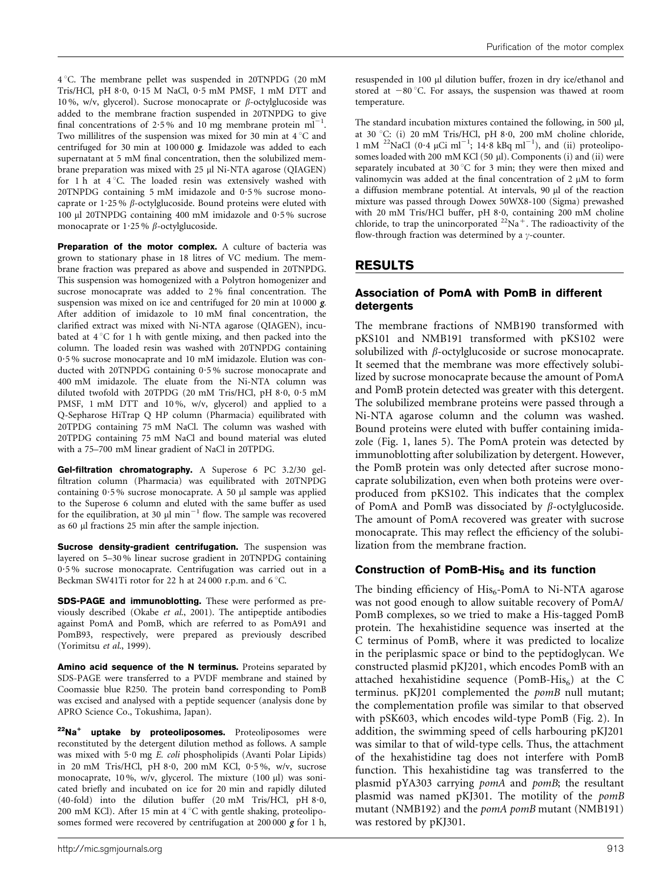4 °C. The membrane pellet was suspended in 20TNPDG (20 mM Tris/HCl, pH 8·0, 0·15 M NaCl, 0·5 mM PMSF, 1 mM DTT and 10 %, w/v, glycerol). Sucrose monocaprate or β-octylglucoside was added to the membrane fraction suspended in 20TNPDG to give final concentrations of 2·5 % and 10 mg membrane protein $ml^{-1}$. Two millilitres of the suspension was mixed for 30 min at 4 °C and centrifuged for 30 min at 100 000 *g*. Imidazole was added to each supernatant at 5 mM final concentration, then the solubilized membrane preparation was mixed with 25 µl Ni-NTA agarose (QIAGEN) for 1 h at 4 °C. The loaded resin was extensively washed with 20TNPDG containing 5 mM imidazole and 0·5 % sucrose monocaprate or 1·25 % β-octylglucoside. Bound proteins were eluted with 100 µl 20TNPDG containing 400 mM imidazole and 0·5 % sucrose monocaprate or 1·25 % β-octylglucoside.

**Preparation of the motor complex.** A culture of bacteria was grown to stationary phase in 18 litres of VC medium. The membrane fraction was prepared as above and suspended in 20TNPDG. This suspension was homogenized with a Polytron homogenizer and sucrose monocaprate was added to 2 % final concentration. The suspension was mixed on ice and centrifuged for 20 min at 10 000 *g*. After addition of imidazole to 10 mM final concentration, the clarified extract was mixed with Ni-NTA agarose (QIAGEN), incubated at 4 °C for 1 h with gentle mixing, and then packed into the column. The loaded resin was washed with 20TNPDG containing 0·5 % sucrose monocaprate and 10 mM imidazole. Elution was conducted with 20TNPDG containing 0·5 % sucrose monocaprate and 400 mM imidazole. The eluate from the Ni-NTA column was diluted twofold with 20TPDG (20 mM Tris/HCl, pH 8·0, 0·5 mM PMSF, 1 mM DTT and 10 %, w/v, glycerol) and applied to a Q-Sepharose HiTrap Q HP column (Pharmacia) equilibrated with 20TPDG containing 75 mM NaCl. The column was washed with 20TPDG containing 75 mM NaCl and bound material was eluted with a 75–700 mM linear gradient of NaCl in 20TPDG.

**Gel-filtration chromatography.** A Superose 6 PC 3.2/30 gel-filtration column (Pharmacia) was equilibrated with 20TNPDG containing 0·5 % sucrose monocaprate. A 50 µl sample was applied to the Superose 6 column and eluted with the same buffer as used for the equilibration, at 30 µl $min^{-1}$ flow. The sample was recovered as 60 µl fractions 25 min after the sample injection.

**Sucrose density-gradient centrifugation.** The suspension was layered on 5–30 % linear sucrose gradient in 20TNPDG containing 0·5 % sucrose monocaprate. Centrifugation was carried out in a Beckman SW41Ti rotor for 22 h at 24 000 r.p.m. and 6 °C.

**SDS-PAGE and immunoblotting.** These were performed as previously described (Okabe *et al.*, 2001). The antipeptide antibodies against PomA and PomB, which are referred to as PomA91 and PomB93, respectively, were prepared as previously described (Yorimitsu *et al.*, 1999).

**Amino acid sequence of the N terminus.** Proteins separated by SDS-PAGE were transferred to a PVDF membrane and stained by Coomassie blue R250. The protein band corresponding to PomB was excised and analysed with a peptide sequencer (analysis done by APRO Science Co., Tokushima, Japan).

**$^{22}Na^{+}$ uptake by proteoliposomes.** Proteoliposomes were reconstituted by the detergent dilution method as follows. A sample was mixed with 5·0 mg *E. coli* phospholipids (Avanti Polar Lipids) in 20 mM Tris/HCl, pH 8·0, 200 mM KCl, 0·5 %, w/v, sucrose monocaprate, 10 %, w/v, glycerol. The mixture (100 µl) was sonicated briefly and incubated on ice for 20 min and rapidly diluted (40-fold) into the dilution buffer (20 mM Tris/HCl, pH 8·0, 200 mM KCl). After 15 min at 4 °C with gentle shaking, proteoliposomes formed were recovered by centrifugation at 200 000 *g* for 1 h, resuspended in 100 µl dilution buffer, frozen in dry ice/ethanol and stored at −80 °C. For assays, the suspension was thawed at room temperature.

The standard incubation mixtures contained the following, in 500 µl, at 30 °C: (i) 20 mM Tris/HCl, pH 8·0, 200 mM choline chloride, 1 mM $^{22}$NaCl (0·4 µCi $ml^{-1}$; 14·8 kBq $ml^{-1}$), and (ii) proteoliposomes loaded with 200 mM KCl (50 µl). Components (i) and (ii) were separately incubated at 30 °C for 3 min; they were then mixed and valinomycin was added at the final concentration of 2 µM to form a diffusion membrane potential. At intervals, 90 µl of the reaction mixture was passed through Dowex 50WX8-100 (Sigma) prewashed with 20 mM Tris/HCl buffer, pH 8·0, containing 200 mM choline chloride, to trap the unincorporated $^{22}Na^{+}$. The radioactivity of the flow-through fraction was determined by a γ-counter.

## RESULTS

### Association of PomA with PomB in different detergents

The membrane fractions of NMB190 transformed with pKS101 and NMB191 transformed with pKS102 were solubilized with β-octylglucoside or sucrose monocaprate. It seemed that the membrane was more effectively solubilized by sucrose monocaprate because the amount of PomA and PomB protein detected was greater with this detergent. The solubilized membrane proteins were passed through a Ni-NTA agarose column and the column was washed. Bound proteins were eluted with buffer containing imidazole (Fig. 1, lanes 5). The PomA protein was detected by immunoblotting after solubilization by detergent. However, the PomB protein was only detected after sucrose monocaprate solubilization, even when both proteins were overproduced from pKS102. This indicates that the complex of PomA and PomB was dissociated by β-octylglucoside. The amount of PomA recovered was greater with sucrose monocaprate. This may reflect the efficiency of the solubilization from the membrane fraction.

### Construction of PomB-$His_6$ and its function

The binding efficiency of $His_6$-PomA to Ni-NTA agarose was not good enough to allow suitable recovery of PomA/PomB complexes, so we tried to make a His-tagged PomB protein. The hexahistidine sequence was inserted at the C terminus of PomB, where it was predicted to localize in the periplasmic space or bind to the peptidoglycan. We constructed plasmid pKJ201, which encodes PomB with an attached hexahistidine sequence (PomB-$His_6$) at the C terminus. pKJ201 complemented the *pomB* null mutant; the complementation profile was similar to that observed with pSK603, which encodes wild-type PomB (Fig. 2). In addition, the swimming speed of cells harbouring pKJ201 was similar to that of wild-type cells. Thus, the attachment of the hexahistidine tag does not interfere with PomB function. This hexahistidine tag was transferred to the plasmid pYA303 carrying *pomA* and *pomB*; the resultant plasmid was named pKJ301. The motility of the *pomB* mutant (NMB192) and the *pomA pomB* mutant (NMB191) was restored by pKJ301.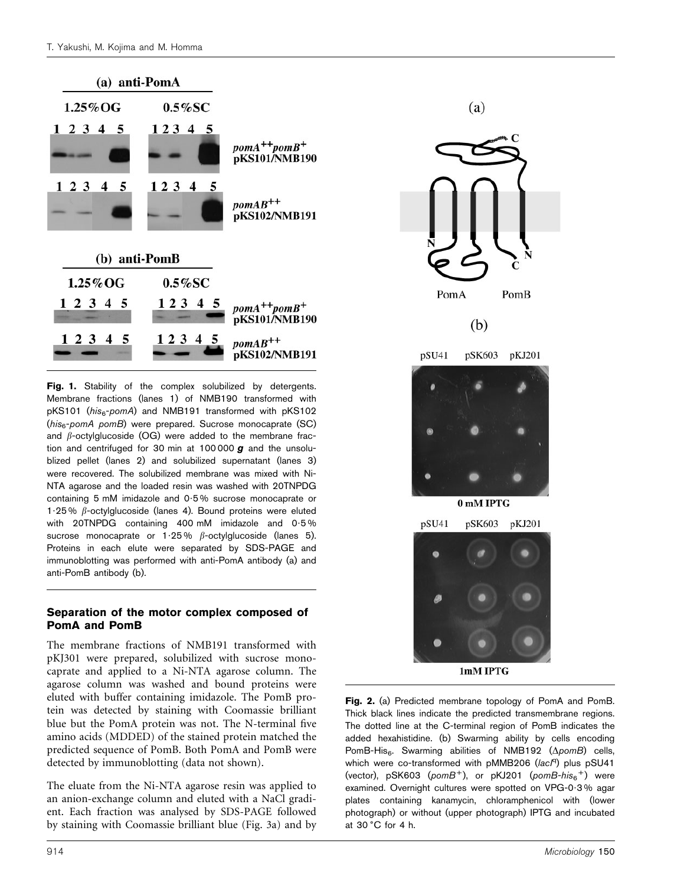**Fig. 1.** Stability of the complex solubilized by detergents. Membrane fractions (lanes 1) of NMB190 transformed with pKS101 (*his*$_6$-*pomA*) and NMB191 transformed with pKS102 (*his*$_6$-*pomA pomB*) were prepared. Sucrose monocaprate (SC) and $\beta$-octylglucoside (OG) were added to the membrane fraction and centrifuged for 30 min at 100 000 ***g*** and the unsolublized pellet (lanes 2) and solubilized supernatant (lanes 3) were recovered. The solubilized membrane was mixed with Ni-NTA agarose and the loaded resin was washed with 20TNPDG containing 5 mM imidazole and 0·5 % sucrose monocaprate or 1·25 % $\beta$-octylglucoside (lanes 4). Bound proteins were eluted with 20TNPDG containing 400 mM imidazole and 0·5 % sucrose monocaprate or 1·25 % $\beta$-octylglucoside (lanes 5). Proteins in each elute were separated by SDS-PAGE and immunoblotting was performed with anti-PomA antibody (a) and anti-PomB antibody (b).

### Separation of the motor complex composed of PomA and PomB

The membrane fractions of NMB191 transformed with pKJ301 were prepared, solubilized with sucrose monocaprate and applied to a Ni-NTA agarose column. The agarose column was washed and bound proteins were eluted with buffer containing imidazole. The PomB protein was detected by staining with Coomassie brilliant blue but the PomA protein was not. The N-terminal five amino acids (MDDED) of the stained protein matched the predicted sequence of PomB. Both PomA and PomB were detected by immunoblotting (data not shown).

The eluate from the Ni-NTA agarose resin was applied to an anion-exchange column and eluted with a NaCl gradient. Each fraction was analysed by SDS-PAGE followed by staining with Coomassie brilliant blue (Fig. 3a) and by

**Fig. 2.** (a) Predicted membrane topology of PomA and PomB. Thick black lines indicate the predicted transmembrane regions. The dotted line at the C-terminal region of PomB indicates the added hexahistidine. (b) Swarming ability by cells encoding PomB-His$_6$. Swarming abilities of NMB192 ($\Delta$*pomB*) cells, which were co-transformed with pMMB206 (*lacI*$^q$) plus pSU41 (vector), pSK603 (*pomB*$^+$), or pKJ201 (*pomB-his*$_6$$^+$) were examined. Overnight cultures were spotted on VPG-0·3 % agar plates containing kanamycin, chloramphenicol with (lower photograph) or without (upper photograph) IPTG and incubated at 30 °C for 4 h.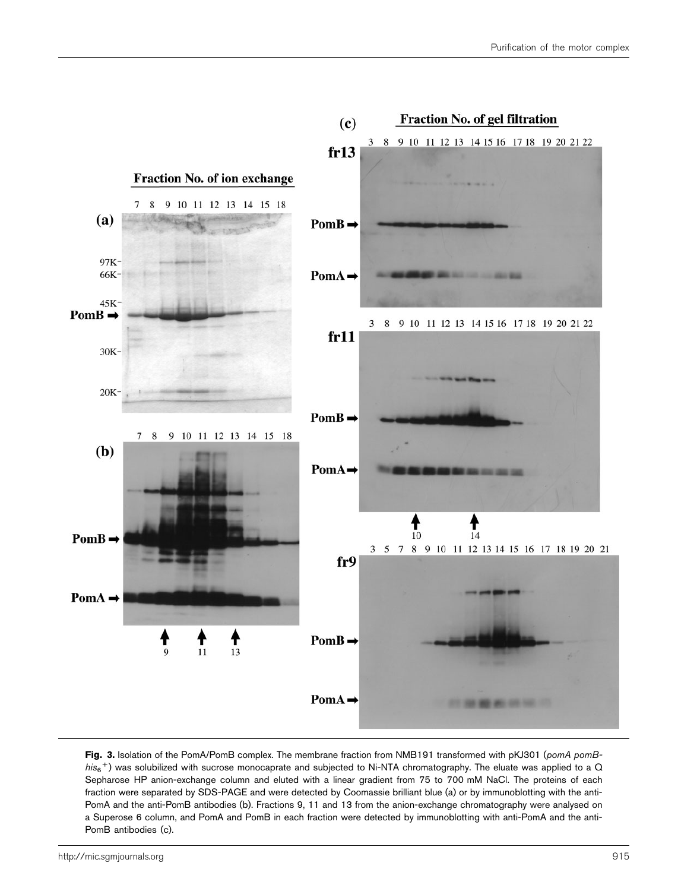**Fig. 3.** Isolation of the PomA/PomB complex. The membrane fraction from NMB191 transformed with pKJ301 (*pomA pomB-his$_6$$^+$*) was solubilized with sucrose monocaprate and subjected to Ni-NTA chromatography. The eluate was applied to a Q Sepharose HP anion-exchange column and eluted with a linear gradient from 75 to 700 mM NaCl. The proteins of each fraction were separated by SDS-PAGE and were detected by Coomassie brilliant blue (a) or by immunoblotting with the anti-PomA and the anti-PomB antibodies (b). Fractions 9, 11 and 13 from the anion-exchange chromatography were analysed on a Superose 6 column, and PomA and PomB in each fraction were detected by immunoblotting with anti-PomA and the anti-PomB antibodies (c).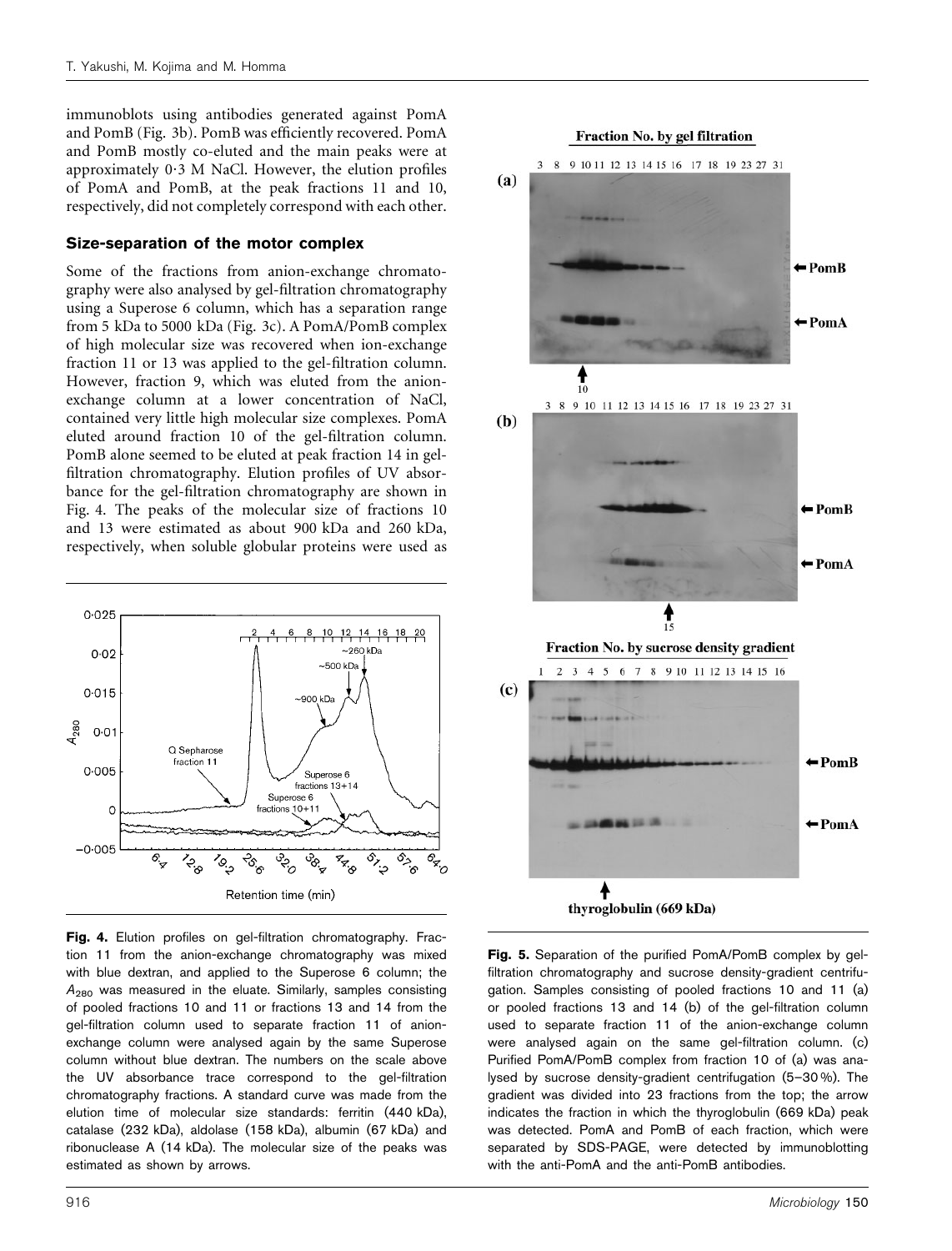immunoblots using antibodies generated against PomA and PomB (Fig. 3b). PomB was efficiently recovered. PomA and PomB mostly co-eluted and the main peaks were at approximately 0·3 M NaCl. However, the elution profiles of PomA and PomB, at the peak fractions 11 and 10, respectively, did not completely correspond with each other.

## Size-separation of the motor complex

Some of the fractions from anion-exchange chromatography were also analysed by gel-filtration chromatography using a Superose 6 column, which has a separation range from 5 kDa to 5000 kDa (Fig. 3c). A PomA/PomB complex of high molecular size was recovered when ion-exchange fraction 11 or 13 was applied to the gel-filtration column. However, fraction 9, which was eluted from the anion-exchange column at a lower concentration of NaCl, contained very little high molecular size complexes. PomA eluted around fraction 10 of the gel-filtration column. PomB alone seemed to be eluted at peak fraction 14 in gel-filtration chromatography. Elution profiles of UV absorbance for the gel-filtration chromatography are shown in Fig. 4. The peaks of the molecular size of fractions 10 and 13 were estimated as about 900 kDa and 260 kDa, respectively, when soluble globular proteins were used as

**Fig. 4.** Elution profiles on gel-filtration chromatography. Fraction 11 from the anion-exchange chromatography was mixed with blue dextran, and applied to the Superose 6 column; the $A_{280}$ was measured in the eluate. Similarly, samples consisting of pooled fractions 10 and 11 or fractions 13 and 14 from the gel-filtration column used to separate fraction 11 of anion-exchange column were analysed again by the same Superose column without blue dextran. The numbers on the scale above the UV absorbance trace correspond to the gel-filtration chromatography fractions. A standard curve was made from the elution time of molecular size standards: ferritin (440 kDa), catalase (232 kDa), aldolase (158 kDa), albumin (67 kDa) and ribonuclease A (14 kDa). The molecular size of the peaks was estimated as shown by arrows.

**Fig. 5.** Separation of the purified PomA/PomB complex by gel-filtration chromatography and sucrose density-gradient centrifugation. Samples consisting of pooled fractions 10 and 11 (a) or pooled fractions 13 and 14 (b) of the gel-filtration column used to separate fraction 11 of the anion-exchange column were analysed again on the same gel-filtration column. (c) Purified PomA/PomB complex from fraction 10 of (a) was analysed by sucrose density-gradient centrifugation (5–30 %). The gradient was divided into 23 fractions from the top; the arrow indicates the fraction in which the thyroglobulin (669 kDa) peak was detected. PomA and PomB of each fraction, which were separated by SDS-PAGE, were detected by immunoblotting with the anti-PomA and the anti-PomB antibodies.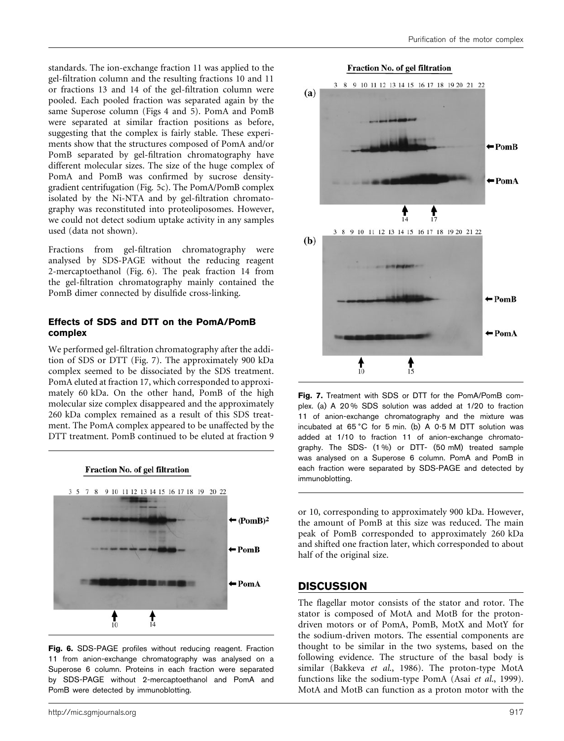standards. The ion-exchange fraction 11 was applied to the gel-filtration column and the resulting fractions 10 and 11 or fractions 13 and 14 of the gel-filtration column were pooled. Each pooled fraction was separated again by the same Superose column (Figs 4 and 5). PomA and PomB were separated at similar fraction positions as before, suggesting that the complex is fairly stable. These experiments show that the structures composed of PomA and/or PomB separated by gel-filtration chromatography have different molecular sizes. The size of the huge complex of PomA and PomB was confirmed by sucrose density-gradient centrifugation (Fig. 5c). The PomA/PomB complex isolated by the Ni-NTA and by gel-filtration chromatography was reconstituted into proteoliposomes. However, we could not detect sodium uptake activity in any samples used (data not shown).

Fractions from gel-filtration chromatography were analysed by SDS-PAGE without the reducing reagent 2-mercaptoethanol (Fig. 6). The peak fraction 14 from the gel-filtration chromatography mainly contained the PomB dimer connected by disulfide cross-linking.

### Effects of SDS and DTT on the PomA/PomB complex

We performed gel-filtration chromatography after the addition of SDS or DTT (Fig. 7). The approximately 900 kDa complex seemed to be dissociated by the SDS treatment. PomA eluted at fraction 17, which corresponded to approximately 60 kDa. On the other hand, PomB of the high molecular size complex disappeared and the approximately 260 kDa complex remained as a result of this SDS treatment. The PomA complex appeared to be unaffected by the DTT treatment. PomB continued to be eluted at fraction 9 or 10, corresponding to approximately 900 kDa. However, the amount of PomB at this size was reduced. The main peak of PomB corresponded to approximately 260 kDa and shifted one fraction later, which corresponded to about half of the original size.

**Fig. 6.** SDS-PAGE profiles without reducing reagent. Fraction 11 from anion-exchange chromatography was analysed on a Superose 6 column. Proteins in each fraction were separated by SDS-PAGE without 2-mercaptoethanol and PomA and PomB were detected by immunoblotting.

**Fig. 7.** Treatment with SDS or DTT for the PomA/PomB complex. (a) A 20 % SDS solution was added at 1/20 to fraction 11 of anion-exchange chromatography and the mixture was incubated at 65 °C for 5 min. (b) A 0·5 M DTT solution was added at 1/10 to fraction 11 of anion-exchange chromatography. The SDS- (1 %) or DTT- (50 mM) treated sample was analysed on a Superose 6 column. PomA and PomB in each fraction were separated by SDS-PAGE and detected by immunoblotting.

## DISCUSSION

The flagellar motor consists of the stator and rotor. The stator is composed of MotA and MotB for the proton-driven motors or of PomA, PomB, MotX and MotY for the sodium-driven motors. The essential components are thought to be similar in the two systems, based on the following evidence. The structure of the basal body is similar (Bakkeva *et al.*, 1986). The proton-type MotA functions like the sodium-type PomA (Asai *et al.*, 1999). MotA and MotB can function as a proton motor with the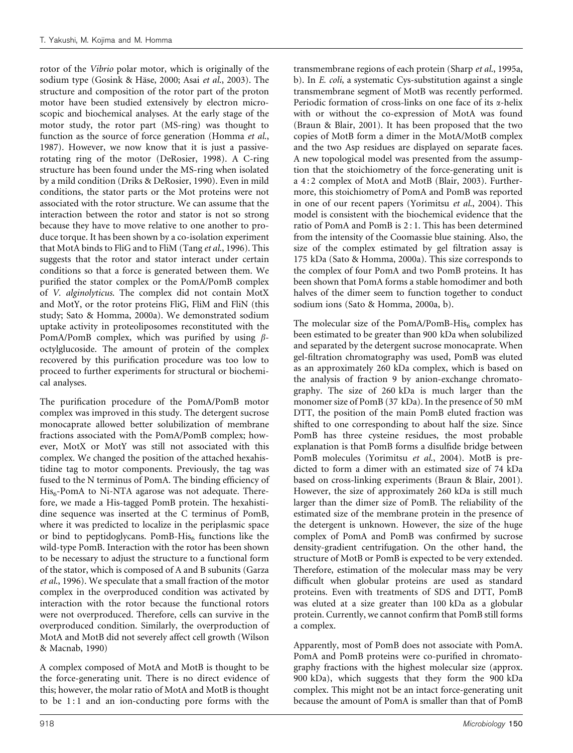rotor of the *Vibrio* polar motor, which is originally of the sodium type (Gosink & Häse, 2000; Asai *et al.*, 2003). The structure and composition of the rotor part of the proton motor have been studied extensively by electron microscopic and biochemical analyses. At the early stage of the motor study, the rotor part (MS-ring) was thought to function as the source of force generation (Homma *et al.*, 1987). However, we now know that it is just a passive-rotating ring of the motor (DeRosier, 1998). A C-ring structure has been found under the MS-ring when isolated by a mild condition (Driks & DeRosier, 1990). Even in mild conditions, the stator parts or the Mot proteins were not associated with the rotor structure. We can assume that the interaction between the rotor and stator is not so strong because they have to move relative to one another to produce torque. It has been shown by a co-isolation experiment that MotA binds to FliG and to FliM (Tang *et al.*, 1996). This suggests that the rotor and stator interact under certain conditions so that a force is generated between them. We purified the stator complex or the PomA/PomB complex of *V. alginolyticus*. The complex did not contain MotX and MotY, or the rotor proteins FliG, FliM and FliN (this study; Sato & Homma, 2000a). We demonstrated sodium uptake activity in proteoliposomes reconstituted with the PomA/PomB complex, which was purified by using $\beta$-octylglucoside. The amount of protein of the complex recovered by this purification procedure was too low to proceed to further experiments for structural or biochemical analyses.

The purification procedure of the PomA/PomB motor complex was improved in this study. The detergent sucrose monocaprate allowed better solubilization of membrane fractions associated with the PomA/PomB complex; however, MotX or MotY was still not associated with this complex. We changed the position of the attached hexahistidine tag to motor components. Previously, the tag was fused to the N terminus of PomA. The binding efficiency of $His_6$-PomA to Ni-NTA agarose was not adequate. Therefore, we made a His-tagged PomB protein. The hexahistidine sequence was inserted at the C terminus of PomB, where it was predicted to localize in the periplasmic space or bind to peptidoglycans. PomB-$His_6$ functions like the wild-type PomB. Interaction with the rotor has been shown to be necessary to adjust the structure to a functional form of the stator, which is composed of A and B subunits (Garza *et al.*, 1996). We speculate that a small fraction of the motor complex in the overproduced condition was activated by interaction with the rotor because the functional rotors were not overproduced. Therefore, cells can survive in the overproduced condition. Similarly, the overproduction of MotA and MotB did not severely affect cell growth (Wilson & Macnab, 1990)

A complex composed of MotA and MotB is thought to be the force-generating unit. There is no direct evidence of this; however, the molar ratio of MotA and MotB is thought to be 1 : 1 and an ion-conducting pore forms with the transmembrane regions of each protein (Sharp *et al.*, 1995a, b). In *E. coli*, a systematic Cys-substitution against a single transmembrane segment of MotB was recently performed. Periodic formation of cross-links on one face of its $\alpha$-helix with or without the co-expression of MotA was found (Braun & Blair, 2001). It has been proposed that the two copies of MotB form a dimer in the MotA/MotB complex and the two Asp residues are displayed on separate faces. A new topological model was presented from the assumption that the stoichiometry of the force-generating unit is a 4 : 2 complex of MotA and MotB (Blair, 2003). Furthermore, this stoichiometry of PomA and PomB was reported in one of our recent papers (Yorimitsu *et al.*, 2004). This model is consistent with the biochemical evidence that the ratio of PomA and PomB is 2 : 1. This has been determined from the intensity of the Coomassie blue staining. Also, the size of the complex estimated by gel filtration assay is 175 kDa (Sato & Homma, 2000a). This size corresponds to the complex of four PomA and two PomB proteins. It has been shown that PomA forms a stable homodimer and both halves of the dimer seem to function together to conduct sodium ions (Sato & Homma, 2000a, b).

The molecular size of the PomA/PomB-$His_6$ complex has been estimated to be greater than 900 kDa when solubilized and separated by the detergent sucrose monocaprate. When gel-filtration chromatography was used, PomB was eluted as an approximately 260 kDa complex, which is based on the analysis of fraction 9 by anion-exchange chromatography. The size of 260 kDa is much larger than the monomer size of PomB (37 kDa). In the presence of 50 mM DTT, the position of the main PomB eluted fraction was shifted to one corresponding to about half the size. Since PomB has three cysteine residues, the most probable explanation is that PomB forms a disulfide bridge between PomB molecules (Yorimitsu *et al.*, 2004). MotB is predicted to form a dimer with an estimated size of 74 kDa based on cross-linking experiments (Braun & Blair, 2001). However, the size of approximately 260 kDa is still much larger than the dimer size of PomB. The reliability of the estimated size of the membrane protein in the presence of the detergent is unknown. However, the size of the huge complex of PomA and PomB was confirmed by sucrose density-gradient centrifugation. On the other hand, the structure of MotB or PomB is expected to be very extended. Therefore, estimation of the molecular mass may be very difficult when globular proteins are used as standard proteins. Even with treatments of SDS and DTT, PomB was eluted at a size greater than 100 kDa as a globular protein. Currently, we cannot confirm that PomB still forms a complex.

Apparently, most of PomB does not associate with PomA. PomA and PomB proteins were co-purified in chromatography fractions with the highest molecular size (approx. 900 kDa), which suggests that they form the 900 kDa complex. This might not be an intact force-generating unit because the amount of PomA is smaller than that of PomB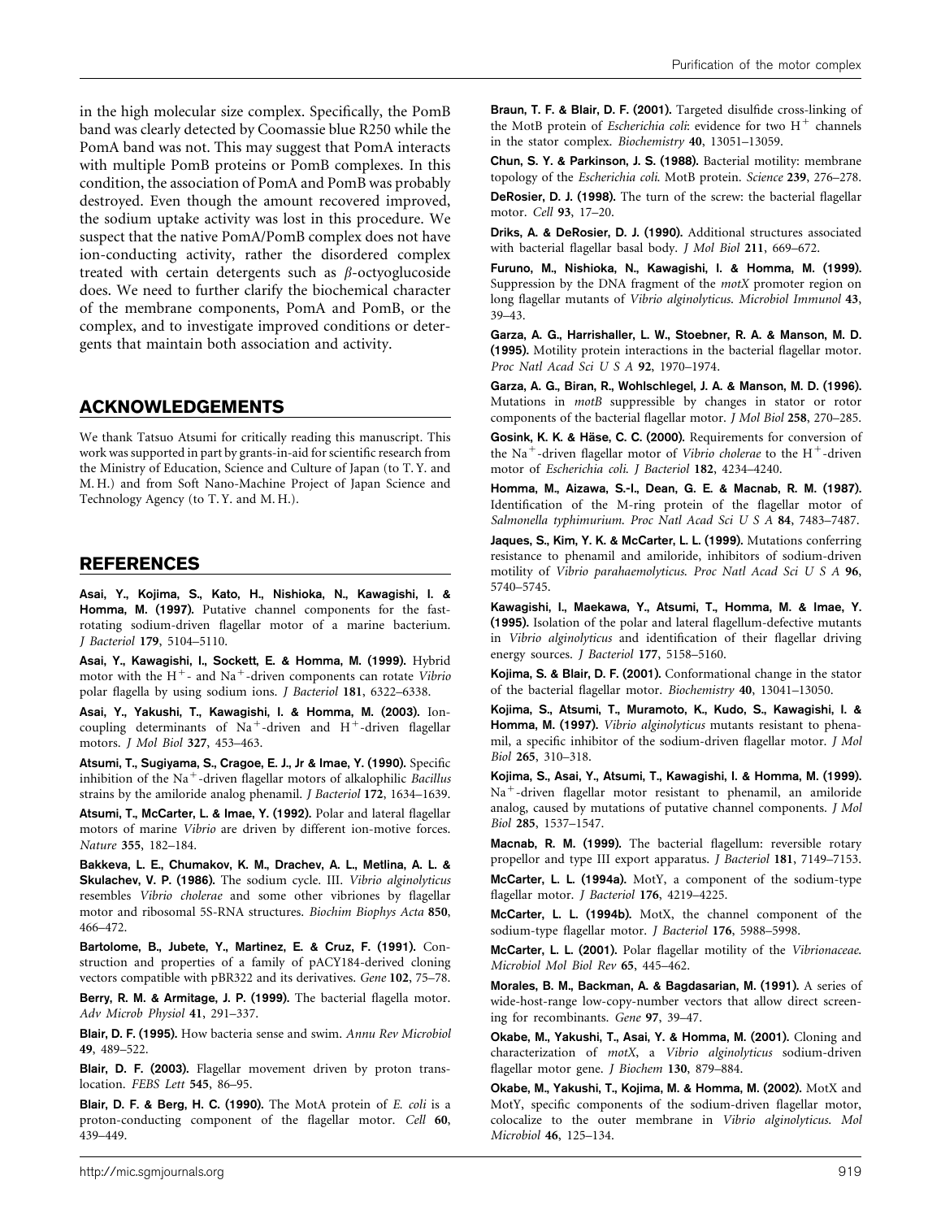in the high molecular size complex. Specifically, the PomB band was clearly detected by Coomassie blue R250 while the PomA band was not. This may suggest that PomA interacts with multiple PomB proteins or PomB complexes. In this condition, the association of PomA and PomB was probably destroyed. Even though the amount recovered improved, the sodium uptake activity was lost in this procedure. We suspect that the native PomA/PomB complex does not have ion-conducting activity, rather the disordered complex treated with certain detergents such as $\beta$-octyoglucoside does. We need to further clarify the biochemical character of the membrane components, PomA and PomB, or the complex, and to investigate improved conditions or detergents that maintain both association and activity.

## ACKNOWLEDGEMENTS

We thank Tatsuo Atsumi for critically reading this manuscript. This work was supported in part by grants-in-aid for scientific research from the Ministry of Education, Science and Culture of Japan (to T. Y. and M. H.) and from Soft Nano-Machine Project of Japan Science and Technology Agency (to T. Y. and M. H.).

## REFERENCES

**Asai, Y., Kojima, S., Kato, H., Nishioka, N., Kawagishi, I. & Homma, M. (1997).** Putative channel components for the fast-rotating sodium-driven flagellar motor of a marine bacterium. *J Bacteriol* **179**, 5104–5110.

**Asai, Y., Kawagishi, I., Sockett, E. & Homma, M. (1999).** Hybrid motor with the $H^+$- and $Na^+$-driven components can rotate *Vibrio* polar flagella by using sodium ions. *J Bacteriol* **181**, 6322–6338.

**Asai, Y., Yakushi, T., Kawagishi, I. & Homma, M. (2003).** Ion-coupling determinants of $Na^+$-driven and $H^+$-driven flagellar motors. *J Mol Biol* **327**, 453–463.

**Atsumi, T., Sugiyama, S., Cragoe, E. J., Jr & Imae, Y. (1990).** Specific inhibition of the $Na^+$-driven flagellar motors of alkalophilic *Bacillus* strains by the amiloride analog phenamil. *J Bacteriol* **172**, 1634–1639.

**Atsumi, T., McCarter, L. & Imae, Y. (1992).** Polar and lateral flagellar motors of marine *Vibrio* are driven by different ion-motive forces. *Nature* **355**, 182–184.

**Bakkeva, L. E., Chumakov, K. M., Drachev, A. L., Metlina, A. L. & Skulachev, V. P. (1986).** The sodium cycle. III. *Vibrio alginolyticus* resembles *Vibrio cholerae* and some other vibriones by flagellar motor and ribosomal 5S-RNA structures. *Biochim Biophys Acta* **850**, 466–472.

**Bartolome, B., Jubete, Y., Martinez, E. & Cruz, F. (1991).** Construction and properties of a family of pACY184-derived cloning vectors compatible with pBR322 and its derivatives. *Gene* **102**, 75–78.

**Berry, R. M. & Armitage, J. P. (1999).** The bacterial flagella motor. *Adv Microb Physiol* **41**, 291–337.

**Blair, D. F. (1995).** How bacteria sense and swim. *Annu Rev Microbiol* **49**, 489–522.

**Blair, D. F. (2003).** Flagellar movement driven by proton translocation. *FEBS Lett* **545**, 86–95.

**Blair, D. F. & Berg, H. C. (1990).** The MotA protein of *E. coli* is a proton-conducting component of the flagellar motor. *Cell* **60**, 439–449.

**Braun, T. F. & Blair, D. F. (2001).** Targeted disulfide cross-linking of the MotB protein of *Escherichia coli*: evidence for two $H^+$ channels in the stator complex. *Biochemistry* **40**, 13051–13059.

**Chun, S. Y. & Parkinson, J. S. (1988).** Bacterial motility: membrane topology of the *Escherichia coli*. MotB protein. *Science* **239**, 276–278.

**DeRosier, D. J. (1998).** The turn of the screw: the bacterial flagellar motor. *Cell* **93**, 17–20.

**Driks, A. & DeRosier, D. J. (1990).** Additional structures associated with bacterial flagellar basal body. *J Mol Biol* **211**, 669–672.

**Furuno, M., Nishioka, N., Kawagishi, I. & Homma, M. (1999).** Suppression by the DNA fragment of the *motX* promoter region on long flagellar mutants of *Vibrio alginolyticus*. *Microbiol Immunol* **43**, 39–43.

**Garza, A. G., Harrishaller, L. W., Stoebner, R. A. & Manson, M. D. (1995).** Motility protein interactions in the bacterial flagellar motor. *Proc Natl Acad Sci U S A* **92**, 1970–1974.

**Garza, A. G., Biran, R., Wohlschlegel, J. A. & Manson, M. D. (1996).** Mutations in *motB* suppressible by changes in stator or rotor components of the bacterial flagellar motor. *J Mol Biol* **258**, 270–285.

**Gosink, K. K. & Häse, C. C. (2000).** Requirements for conversion of the $Na^+$-driven flagellar motor of *Vibrio cholerae* to the $H^+$-driven motor of *Escherichia coli*. *J Bacteriol* **182**, 4234–4240.

**Homma, M., Aizawa, S.-I., Dean, G. E. & Macnab, R. M. (1987).** Identification of the M-ring protein of the flagellar motor of *Salmonella typhimurium*. *Proc Natl Acad Sci U S A* **84**, 7483–7487.

**Jaques, S., Kim, Y. K. & McCarter, L. L. (1999).** Mutations conferring resistance to phenamil and amiloride, inhibitors of sodium-driven motility of *Vibrio parahaemolyticus*. *Proc Natl Acad Sci U S A* **96**, 5740–5745.

**Kawagishi, I., Maekawa, Y., Atsumi, T., Homma, M. & Imae, Y. (1995).** Isolation of the polar and lateral flagellum-defective mutants in *Vibrio alginolyticus* and identification of their flagellar driving energy sources. *J Bacteriol* **177**, 5158–5160.

**Kojima, S. & Blair, D. F. (2001).** Conformational change in the stator of the bacterial flagellar motor. *Biochemistry* **40**, 13041–13050.

**Kojima, S., Atsumi, T., Muramoto, K., Kudo, S., Kawagishi, I. & Homma, M. (1997).** *Vibrio alginolyticus* mutants resistant to phenamil, a specific inhibitor of the sodium-driven flagellar motor. *J Mol Biol* **265**, 310–318.

**Kojima, S., Asai, Y., Atsumi, T., Kawagishi, I. & Homma, M. (1999).** $Na^+$-driven flagellar motor resistant to phenamil, an amiloride analog, caused by mutations of putative channel components. *J Mol Biol* **285**, 1537–1547.

**Macnab, R. M. (1999).** The bacterial flagellum: reversible rotary propellor and type III export apparatus. *J Bacteriol* **181**, 7149–7153.

**McCarter, L. L. (1994a).** MotY, a component of the sodium-type flagellar motor. *J Bacteriol* **176**, 4219–4225.

**McCarter, L. L. (1994b).** MotX, the channel component of the sodium-type flagellar motor. *J Bacteriol* **176**, 5988–5998.

**McCarter, L. L. (2001).** Polar flagellar motility of the *Vibrionaceae*. *Microbiol Mol Biol Rev* **65**, 445–462.

**Morales, B. M., Backman, A. & Bagdasarian, M. (1991).** A series of wide-host-range low-copy-number vectors that allow direct screening for recombinants. *Gene* **97**, 39–47.

**Okabe, M., Yakushi, T., Asai, Y. & Homma, M. (2001).** Cloning and characterization of *motX*, a *Vibrio alginolyticus* sodium-driven flagellar motor gene. *J Biochem* **130**, 879–884.

**Okabe, M., Yakushi, T., Kojima, M. & Homma, M. (2002).** MotX and MotY, specific components of the sodium-driven flagellar motor, colocalize to the outer membrane in *Vibrio alginolyticus*. *Mol Microbiol* **46**, 125–134.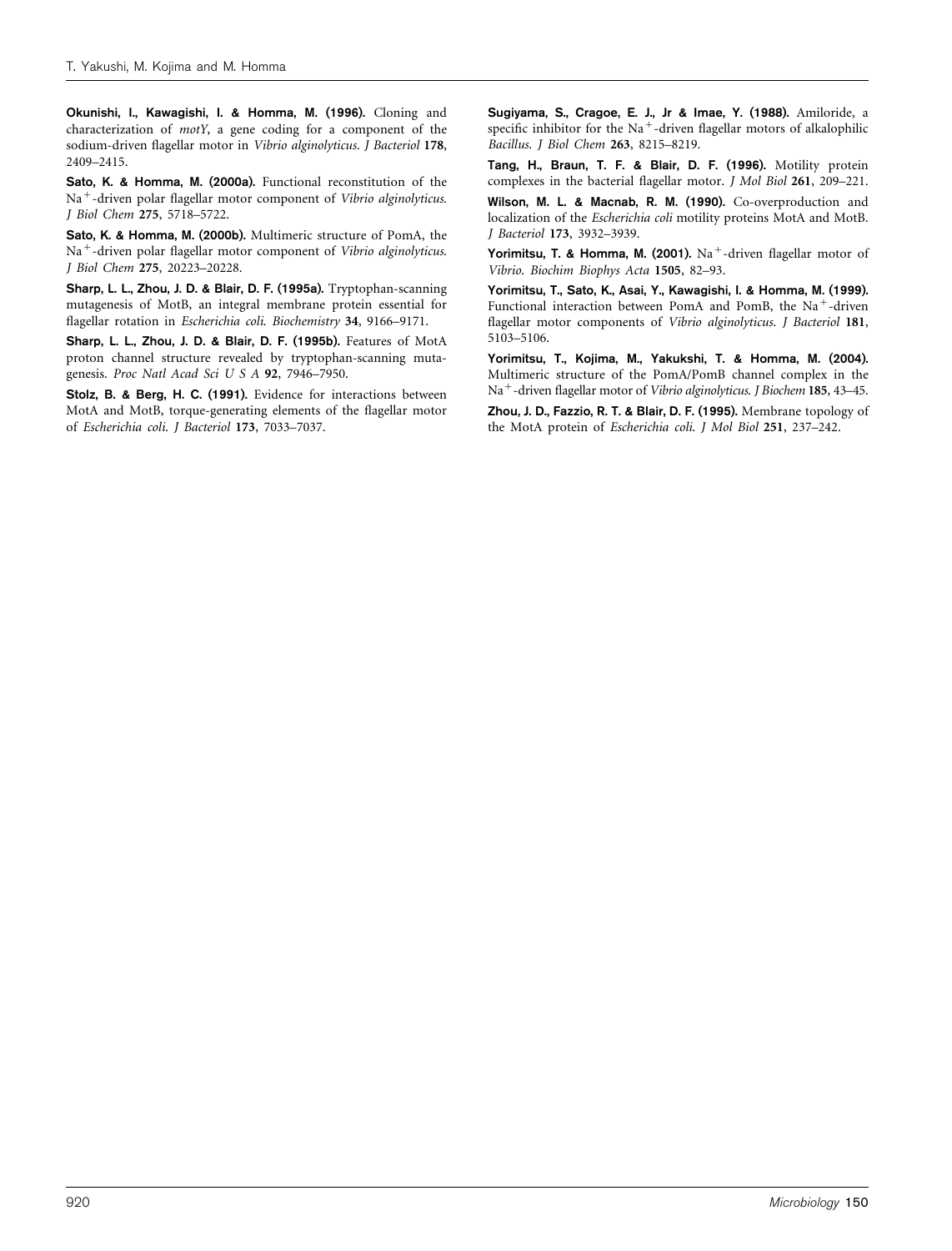**Okunishi, I., Kawagishi, I. & Homma, M. (1996).** Cloning and characterization of *motY*, a gene coding for a component of the sodium-driven flagellar motor in *Vibrio alginolyticus*. *J Bacteriol* **178**, 2409–2415.

**Sato, K. & Homma, M. (2000a).** Functional reconstitution of the $Na^+$-driven polar flagellar motor component of *Vibrio alginolyticus*. *J Biol Chem* **275**, 5718–5722.

**Sato, K. & Homma, M. (2000b).** Multimeric structure of PomA, the $Na^+$-driven polar flagellar motor component of *Vibrio alginolyticus*. *J Biol Chem* **275**, 20223–20228.

**Sharp, L. L., Zhou, J. D. & Blair, D. F. (1995a).** Tryptophan-scanning mutagenesis of MotB, an integral membrane protein essential for flagellar rotation in *Escherichia coli*. *Biochemistry* **34**, 9166–9171.

**Sharp, L. L., Zhou, J. D. & Blair, D. F. (1995b).** Features of MotA proton channel structure revealed by tryptophan-scanning mutagenesis. *Proc Natl Acad Sci U S A* **92**, 7946–7950.

**Stolz, B. & Berg, H. C. (1991).** Evidence for interactions between MotA and MotB, torque-generating elements of the flagellar motor of *Escherichia coli*. *J Bacteriol* **173**, 7033–7037.

**Sugiyama, S., Cragoe, E. J., Jr & Imae, Y. (1988).** Amiloride, a specific inhibitor for the $Na^+$-driven flagellar motors of alkalophilic *Bacillus*. *J Biol Chem* **263**, 8215–8219.

**Tang, H., Braun, T. F. & Blair, D. F. (1996).** Motility protein complexes in the bacterial flagellar motor. *J Mol Biol* **261**, 209–221.

**Wilson, M. L. & Macnab, R. M. (1990).** Co-overproduction and localization of the *Escherichia coli* motility proteins MotA and MotB. *J Bacteriol* **173**, 3932–3939.

**Yorimitsu, T. & Homma, M. (2001).** $Na^+$-driven flagellar motor of *Vibrio*. *Biochim Biophys Acta* **1505**, 82–93.

**Yorimitsu, T., Sato, K., Asai, Y., Kawagishi, I. & Homma, M. (1999).** Functional interaction between PomA and PomB, the $Na^+$-driven flagellar motor components of *Vibrio alginolyticus*. *J Bacteriol* **181**, 5103–5106.

**Yorimitsu, T., Kojima, M., Yakukshi, T. & Homma, M. (2004).** Multimeric structure of the PomA/PomB channel complex in the $Na^+$-driven flagellar motor of *Vibrio alginolyticus*. *J Biochem* **185**, 43–45.

**Zhou, J. D., Fazzio, R. T. & Blair, D. F. (1995).** Membrane topology of the MotA protein of *Escherichia coli*. *J Mol Biol* **251**, 237–242.